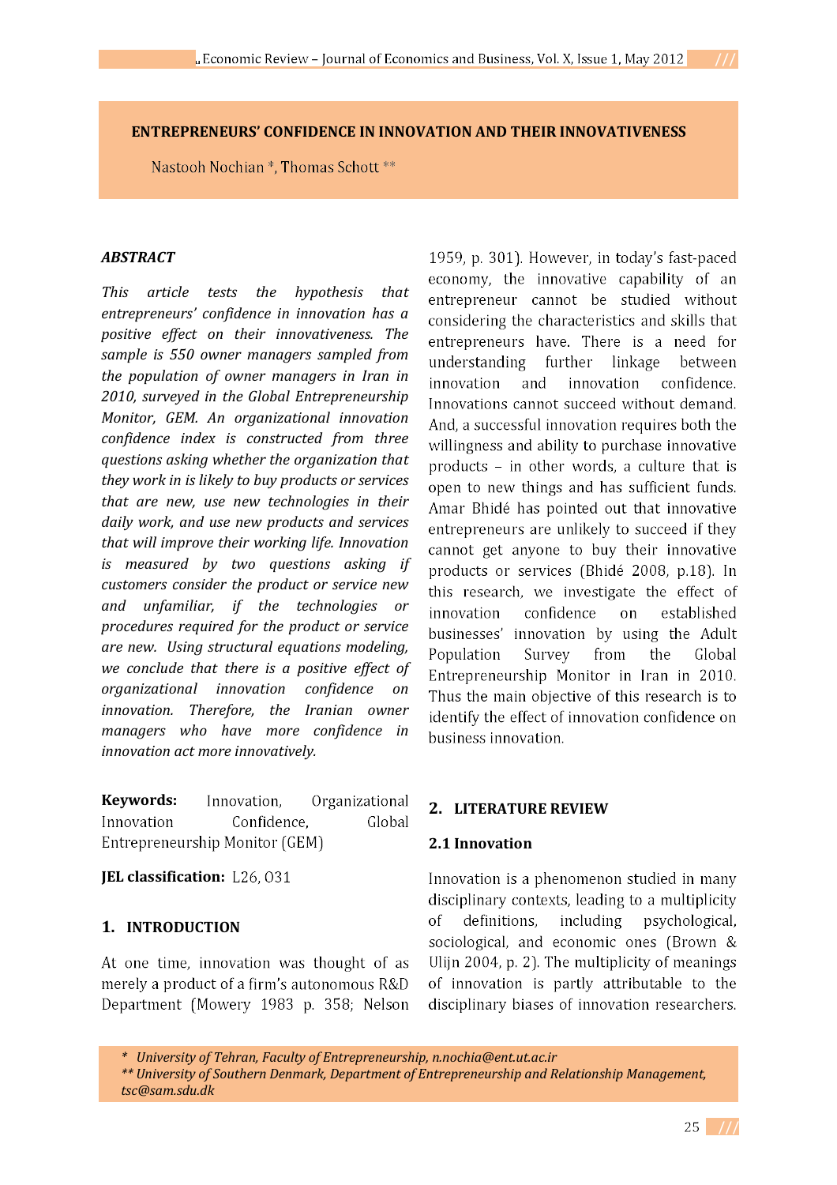# ENTREPRENEURS' CONFIDENCE IN INNOVATION AND THEIR INNOVATIVENESS

Nastooh Nochian *, Thomas Schott **

### *ABSTRACT*

*This article tests the hypothesis that entrepreneurs' confidence in innovation has a positive effect on their innovativeness. The sample is 550 owner managers sampled from the population of owner managers in Iran in 2010, surveyed in the Global Entrepreneurship Monitor, GEM. An organizational innovation confidence index is constructed from three questions asking whether the organization that they work in is likely to buy products or services that are new, use new technologies in their daily work, and use new products and services that will improve their working life. Innovation is measured by two questions asking if customers consider the product or service new and unfamiliar, if the technologies or procedures required for the product or service are new. Using structural equations modeling, we conclude that there is a positive effect of organizational innovation confidence on innovation. Therefore, the Iranian owner managers who have more confidence in innovation act more innovatively.*

**Keywords:** Innovation, Organizational Innovation Confidence, Global Entrepreneurship Monitor (GEM)

**JEL classification:** L26, O31

## 1. INTRODUCTION

At one time, innovation was thought of as merely a product of a firm's autonomous R&D Department (Mowery 1983 p. 358; Nelson 1959, p. 301). However, in today's fast-paced economy, the innovative capability of an entrepreneur cannot be studied without considering the characteristics and skills that entrepreneurs have. There is a need for understanding further linkage between innovation and innovation confidence. Innovations cannot succeed without demand. And, a successful innovation requires both the willingness and ability to purchase innovative products – in other words, a culture that is open to new things and has sufficient funds. Amar Bhidé has pointed out that innovative entrepreneurs are unlikely to succeed if they cannot get anyone to buy their innovative products or services (Bhidé 2008, p.18). In this research, we investigate the effect of innovation confidence on established businesses' innovation by using the Adult Population Survey from the Global Entrepreneurship Monitor in Iran in 2010. Thus the main objective of this research is to identify the effect of innovation confidence on business innovation.

## 2. LITERATURE REVIEW

### 2.1 Innovation

Innovation is a phenomenon studied in many disciplinary contexts, leading to a multiplicity of definitions, including psychological, sociological, and economic ones (Brown & Ulijn 2004, p. 2). The multiplicity of meanings of innovation is partly attributable to the disciplinary biases of innovation researchers.

---

*\* University of Tehran, Faculty of Entrepreneurship, n.nochia@ent.ut.ac.ir*
*\*\* University of Southern Denmark, Department of Entrepreneurship and Relationship Management, tsc@sam.sdu.dk*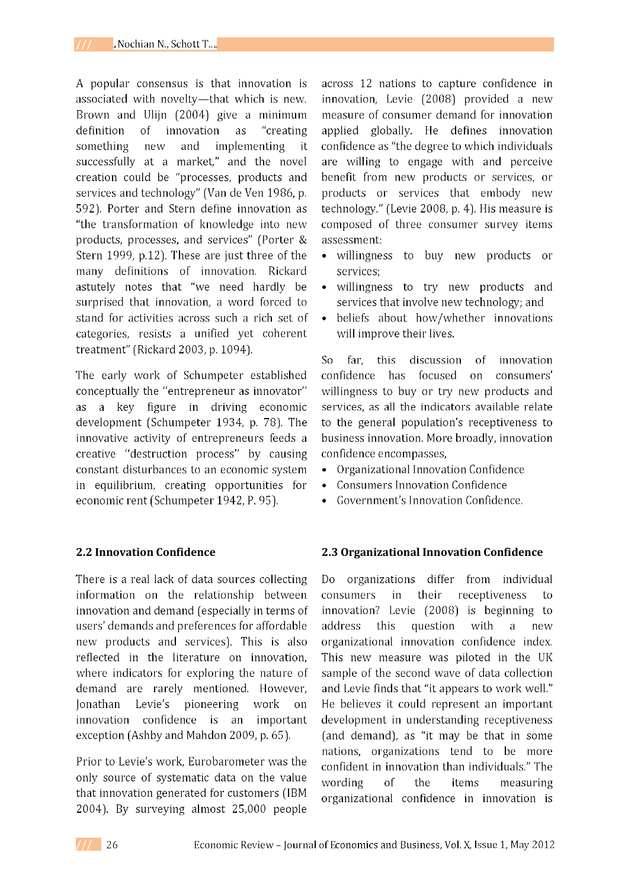A popular consensus is that innovation is associated with novelty—that which is new. Brown and Ulijn (2004) give a minimum definition of innovation as "creating something new and implementing it successfully at a market," and the novel creation could be "processes, products and services and technology" (Van de Ven 1986, p. 592). Porter and Stern define innovation as "the transformation of knowledge into new products, processes, and services" (Porter & Stern 1999, p.12). These are just three of the many definitions of innovation. Rickard astutely notes that "we need hardly be surprised that innovation, a word forced to stand for activities across such a rich set of categories, resists a unified yet coherent treatment" (Rickard 2003, p. 1094).

The early work of Schumpeter established conceptually the "entrepreneur as innovator" as a key figure in driving economic development (Schumpeter 1934, p. 78). The innovative activity of entrepreneurs feeds a creative "destruction process" by causing constant disturbances to an economic system in equilibrium, creating opportunities for economic rent (Schumpeter 1942, P. 95).

## 2.2 Innovation Confidence

There is a real lack of data sources collecting information on the relationship between innovation and demand (especially in terms of users' demands and preferences for affordable new products and services). This is also reflected in the literature on innovation, where indicators for exploring the nature of demand are rarely mentioned. However, Jonathan Levie's pioneering work on innovation confidence is an important exception (Ashby and Mahdon 2009, p. 65).

Prior to Levie's work, Eurobarometer was the only source of systematic data on the value that innovation generated for customers (IBM 2004). By surveying almost 25,000 people across 12 nations to capture confidence in innovation, Levie (2008) provided a new measure of consumer demand for innovation applied globally. He defines innovation confidence as "the degree to which individuals are willing to engage with and perceive benefit from new products or services, or products or services that embody new technology." (Levie 2008, p. 4). His measure is composed of three consumer survey items assessment:

- willingness to buy new products or services;
- willingness to try new products and services that involve new technology; and
- beliefs about how/whether innovations will improve their lives.

So far, this discussion of innovation confidence has focused on consumers' willingness to buy or try new products and services, as all the indicators available relate to the general population's receptiveness to business innovation. More broadly, innovation confidence encompasses,

- Organizational Innovation Confidence
- Consumers Innovation Confidence
- Government's Innovation Confidence.

## 2.3 Organizational Innovation Confidence

Do organizations differ from individual consumers in their receptiveness to innovation? Levie (2008) is beginning to address this question with a new organizational innovation confidence index. This new measure was piloted in the UK sample of the second wave of data collection and Levie finds that "it appears to work well." He believes it could represent an important development in understanding receptiveness (and demand), as "it may be that in some nations, organizations tend to be more confident in innovation than individuals." The wording of the items measuring organizational confidence in innovation is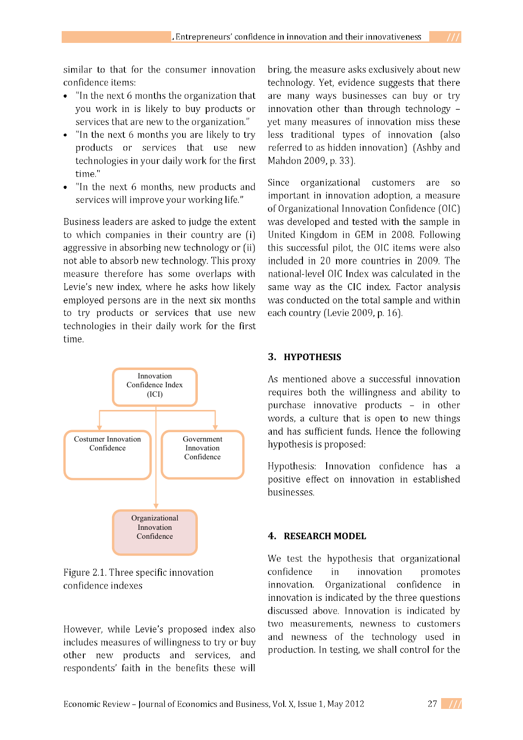similar to that for the consumer innovation confidence items:

- "In the next 6 months the organization that you work in is likely to buy products or services that are new to the organization."
- "In the next 6 months you are likely to try products or services that use new technologies in your daily work for the first time."
- "In the next 6 months, new products and services will improve your working life."

Business leaders are asked to judge the extent to which companies in their country are (i) aggressive in absorbing new technology or (ii) not able to absorb new technology. This proxy measure therefore has some overlaps with Levie's new index, where he asks how likely employed persons are in the next six months to try products or services that use new technologies in their daily work for the first time.

Innovation Confidence Index (ICI)

Costumer Innovation Confidence

Government Innovation Confidence

Organizational Innovation Confidence

Figure 2.1. Three specific innovation confidence indexes

However, while Levie's proposed index also includes measures of willingness to try or buy other new products and services, and respondents' faith in the benefits these will bring, the measure asks exclusively about new technology. Yet, evidence suggests that there are many ways businesses can buy or try innovation other than through technology – yet many measures of innovation miss these less traditional types of innovation (also referred to as hidden innovation) (Ashby and Mahdon 2009, p. 33).

Since organizational customers are so important in innovation adoption, a measure of Organizational Innovation Confidence (OIC) was developed and tested with the sample in United Kingdom in GEM in 2008. Following this successful pilot, the OIC items were also included in 20 more countries in 2009. The national-level OIC Index was calculated in the same way as the CIC index. Factor analysis was conducted on the total sample and within each country (Levie 2009, p. 16).

## 3. HYPOTHESIS

As mentioned above a successful innovation requires both the willingness and ability to purchase innovative products – in other words, a culture that is open to new things and has sufficient funds. Hence the following hypothesis is proposed:

Hypothesis: Innovation confidence has a positive effect on innovation in established businesses.

## 4. RESEARCH MODEL

We test the hypothesis that organizational confidence in innovation promotes innovation. Organizational confidence in innovation is indicated by the three questions discussed above. Innovation is indicated by two measurements, newness to customers and newness of the technology used in production. In testing, we shall control for the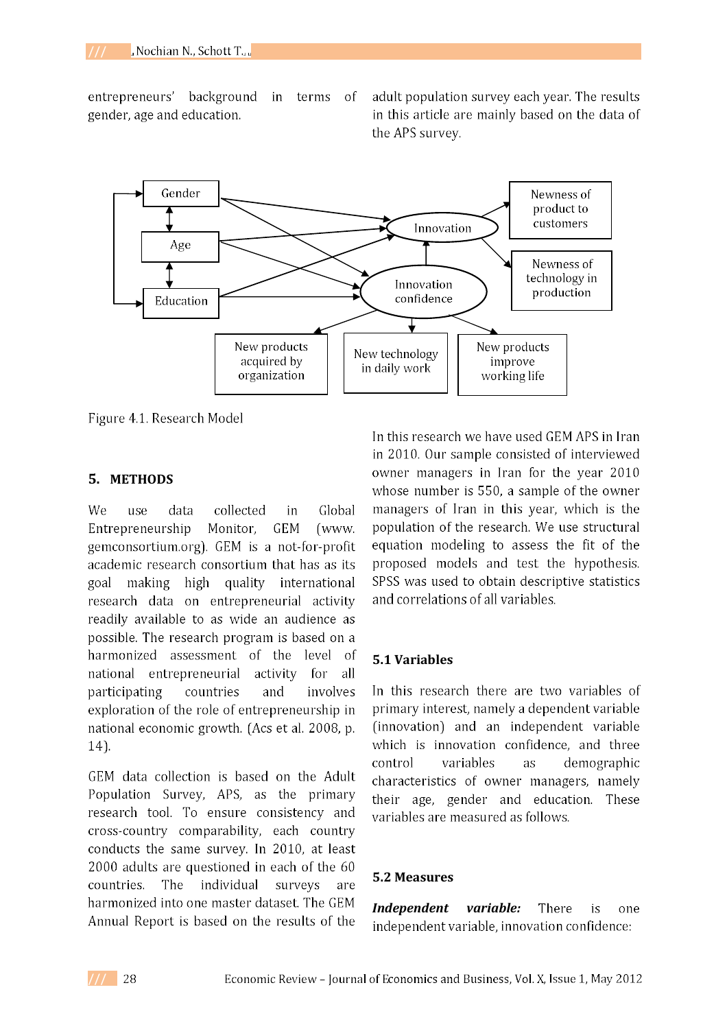entrepreneurs' background in terms of gender, age and education.

adult population survey each year. The results in this article are mainly based on the data of the APS survey.

Figure 4.1. Research Model

## 5. METHODS

We use data collected in Global Entrepreneurship Monitor, GEM (www.gemconsortium.org). GEM is a not-for-profit academic research consortium that has as its goal making high quality international research data on entrepreneurial activity readily available to as wide an audience as possible. The research program is based on a harmonized assessment of the level of national entrepreneurial activity for all participating countries and involves exploration of the role of entrepreneurship in national economic growth. (Acs et al. 2008, p. 14).

GEM data collection is based on the Adult Population Survey, APS, as the primary research tool. To ensure consistency and cross-country comparability, each country conducts the same survey. In 2010, at least 2000 adults are questioned in each of the 60 countries. The individual surveys are harmonized into one master dataset. The GEM Annual Report is based on the results of the

In this research we have used GEM APS in Iran in 2010. Our sample consisted of interviewed owner managers in Iran for the year 2010 whose number is 550, a sample of the owner managers of Iran in this year, which is the population of the research. We use structural equation modeling to assess the fit of the proposed models and test the hypothesis. SPSS was used to obtain descriptive statistics and correlations of all variables.

### 5.1 Variables

In this research there are two variables of primary interest, namely a dependent variable (innovation) and an independent variable which is innovation confidence, and three control variables as demographic characteristics of owner managers, namely their age, gender and education. These variables are measured as follows.

### 5.2 Measures

***Independent variable:*** There is one independent variable, innovation confidence: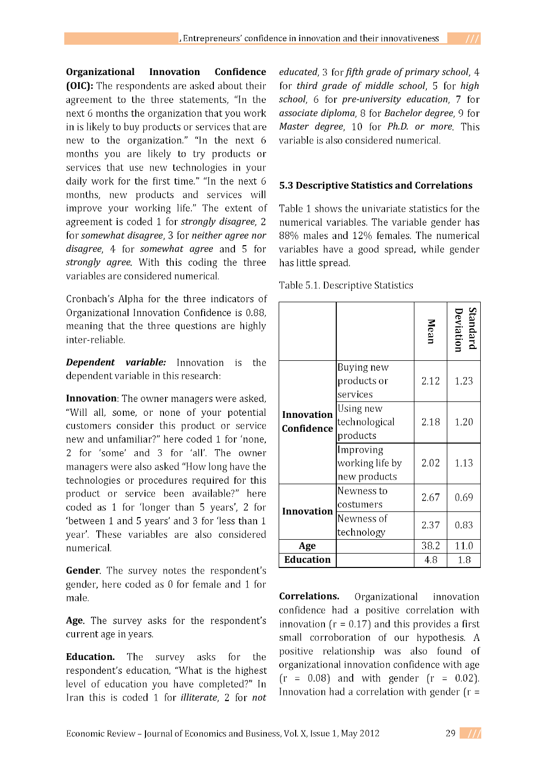**Organizational Innovation Confidence (OIC):** The respondents are asked about their agreement to the three statements, "In the next 6 months the organization that you work in is likely to buy products or services that are new to the organization." "In the next 6 months you are likely to try products or services that use new technologies in your daily work for the first time." "In the next 6 months, new products and services will improve your working life." The extent of agreement is coded 1 for *strongly disagree*, 2 for *somewhat disagree*, 3 for *neither agree nor disagree*, 4 for *somewhat agree* and 5 for *strongly agree*. With this coding the three variables are considered numerical.

Cronbach's Alpha for the three indicators of Organizational Innovation Confidence is 0.88, meaning that the three questions are highly inter-reliable.

***Dependent variable:*** Innovation is the dependent variable in this research:

**Innovation**: The owner managers were asked, "Will all, some, or none of your potential customers consider this product or service new and unfamiliar?" here coded 1 for 'none, 2 for 'some' and 3 for 'all'. The owner managers were also asked "How long have the technologies or procedures required for this product or service been available?" here coded as 1 for 'longer than 5 years', 2 for 'between 1 and 5 years' and 3 for 'less than 1 year'. These variables are also considered numerical.

**Gender**. The survey notes the respondent's gender, here coded as 0 for female and 1 for male.

**Age**. The survey asks for the respondent's current age in years.

**Education.** The survey asks for the respondent's education, "What is the highest level of education you have completed?" In Iran this is coded 1 for *illiterate*, 2 for *not educated*, 3 for *fifth grade of primary school*, 4 for *third grade of middle school*, 5 for *high school*, 6 for *pre-university education*, 7 for *associate diploma*, 8 for *Bachelor degree*, 9 for *Master degree*, 10 for *Ph.D. or more*. This variable is also considered numerical.

### 5.3 Descriptive Statistics and Correlations

Table 1 shows the univariate statistics for the numerical variables. The variable gender has 88% males and 12% females. The numerical variables have a good spread, while gender has little spread.

Table 5.1. Descriptive Statistics

| | | Mean | Standard Deviation |
|---|---|---|---|
| **Innovation Confidence** | Buying new products or services | 2.12 | 1.23 |
| | Using new technological products | 2.18 | 1.20 |
| | Improving working life by new products | 2.02 | 1.13 |
| **Innovation** | Newness to costumers | 2.67 | 0.69 |
| | Newness of technology | 2.37 | 0.83 |
| **Age** | | 38.2 | 11.0 |
| **Education** | | 4.8 | 1.8 |

**Correlations.** Organizational innovation confidence had a positive correlation with innovation ($r = 0.17$) and this provides a first small corroboration of our hypothesis. A positive relationship was also found of organizational innovation confidence with age ($r = 0.08$) and with gender ($r = 0.02$). Innovation had a correlation with gender (r =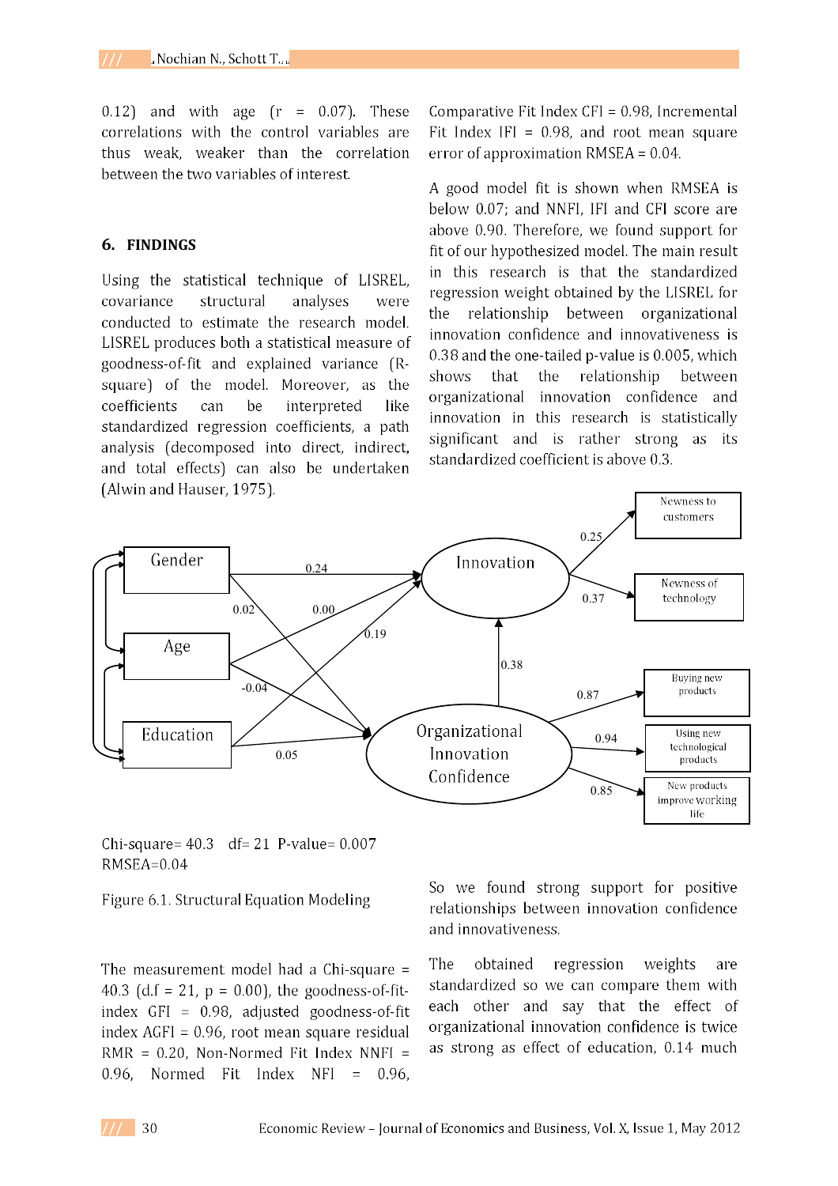0.12) and with age (r = 0.07). These correlations with the control variables are thus weak, weaker than the correlation between the two variables of interest.

## 6. FINDINGS

Using the statistical technique of LISREL, covariance structural analyses were conducted to estimate the research model. LISREL produces both a statistical measure of goodness-of-fit and explained variance (R-square) of the model. Moreover, as the coefficients can be interpreted like standardized regression coefficients, a path analysis (decomposed into direct, indirect, and total effects) can also be undertaken (Alwin and Hauser, 1975).

Comparative Fit Index CFI = 0.98, Incremental Fit Index IFI = 0.98, and root mean square error of approximation RMSEA = 0.04.

A good model fit is shown when RMSEA is below 0.07; and NNFI, IFI and CFI score are above 0.90. Therefore, we found support for fit of our hypothesized model. The main result in this research is that the standardized regression weight obtained by the LISREL for the relationship between organizational innovation confidence and innovativeness is 0.38 and the one-tailed p-value is 0.005, which shows that the relationship between organizational innovation confidence and innovation in this research is statistically significant and is rather strong as its standardized coefficient is above 0.3.

Chi-square= 40.3 df= 21 P-value= 0.007
RMSEA=0.04

Figure 6.1. Structural Equation Modeling

So we found strong support for positive relationships between innovation confidence and innovativeness.

The measurement model had a Chi-square = 40.3 (d.f = 21, p = 0.00), the goodness-of-fit-index GFI = 0.98, adjusted goodness-of-fit index AGFI = 0.96, root mean square residual RMR = 0.20, Non-Normed Fit Index NNFI = 0.96, Normed Fit Index NFI = 0.96,

The obtained regression weights are standardized so we can compare them with each other and say that the effect of organizational innovation confidence is twice as strong as effect of education, 0.14 much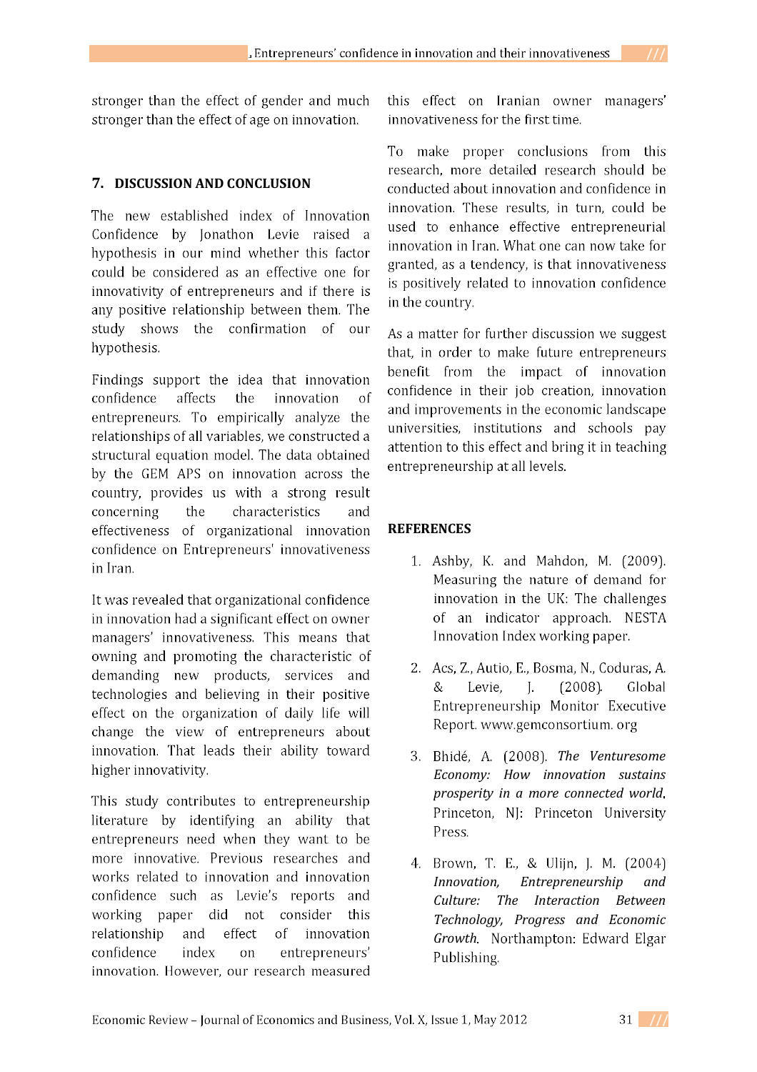stronger than the effect of gender and much stronger than the effect of age on innovation.

## 7. DISCUSSION AND CONCLUSION

The new established index of Innovation Confidence by Jonathon Levie raised a hypothesis in our mind whether this factor could be considered as an effective one for innovativity of entrepreneurs and if there is any positive relationship between them. The study shows the confirmation of our hypothesis.

Findings support the idea that innovation confidence affects the innovation of entrepreneurs. To empirically analyze the relationships of all variables, we constructed a structural equation model. The data obtained by the GEM APS on innovation across the country, provides us with a strong result concerning the characteristics and effectiveness of organizational innovation confidence on Entrepreneurs' innovativeness in Iran.

It was revealed that organizational confidence in innovation had a significant effect on owner managers' innovativeness. This means that owning and promoting the characteristic of demanding new products, services and technologies and believing in their positive effect on the organization of daily life will change the view of entrepreneurs about innovation. That leads their ability toward higher innovativity.

This study contributes to entrepreneurship literature by identifying an ability that entrepreneurs need when they want to be more innovative. Previous researches and works related to innovation and innovation confidence such as Levie's reports and working paper did not consider this relationship and effect of innovation confidence index on entrepreneurs' innovation. However, our research measured this effect on Iranian owner managers' innovativeness for the first time.

To make proper conclusions from this research, more detailed research should be conducted about innovation and confidence in innovation. These results, in turn, could be used to enhance effective entrepreneurial innovation in Iran. What one can now take for granted, as a tendency, is that innovativeness is positively related to innovation confidence in the country.

As a matter for further discussion we suggest that, in order to make future entrepreneurs benefit from the impact of innovation confidence in their job creation, innovation and improvements in the economic landscape universities, institutions and schools pay attention to this effect and bring it in teaching entrepreneurship at all levels.

## REFERENCES

1. Ashby, K. and Mahdon, M. (2009). Measuring the nature of demand for innovation in the UK: The challenges of an indicator approach. NESTA Innovation Index working paper.

2. Acs, Z., Autio, E., Bosma, N., Coduras, A. & Levie, J. (2008). Global Entrepreneurship Monitor Executive Report. www.gemconsortium. org

3. Bhidé, A. (2008). *The Venturesome Economy: How innovation sustains prosperity in a more connected world*, Princeton, NJ: Princeton University Press.

4. Brown, T. E., & Ulijn, J. M. (2004) *Innovation, Entrepreneurship and Culture: The Interaction Between Technology, Progress and Economic Growth*. Northampton: Edward Elgar Publishing.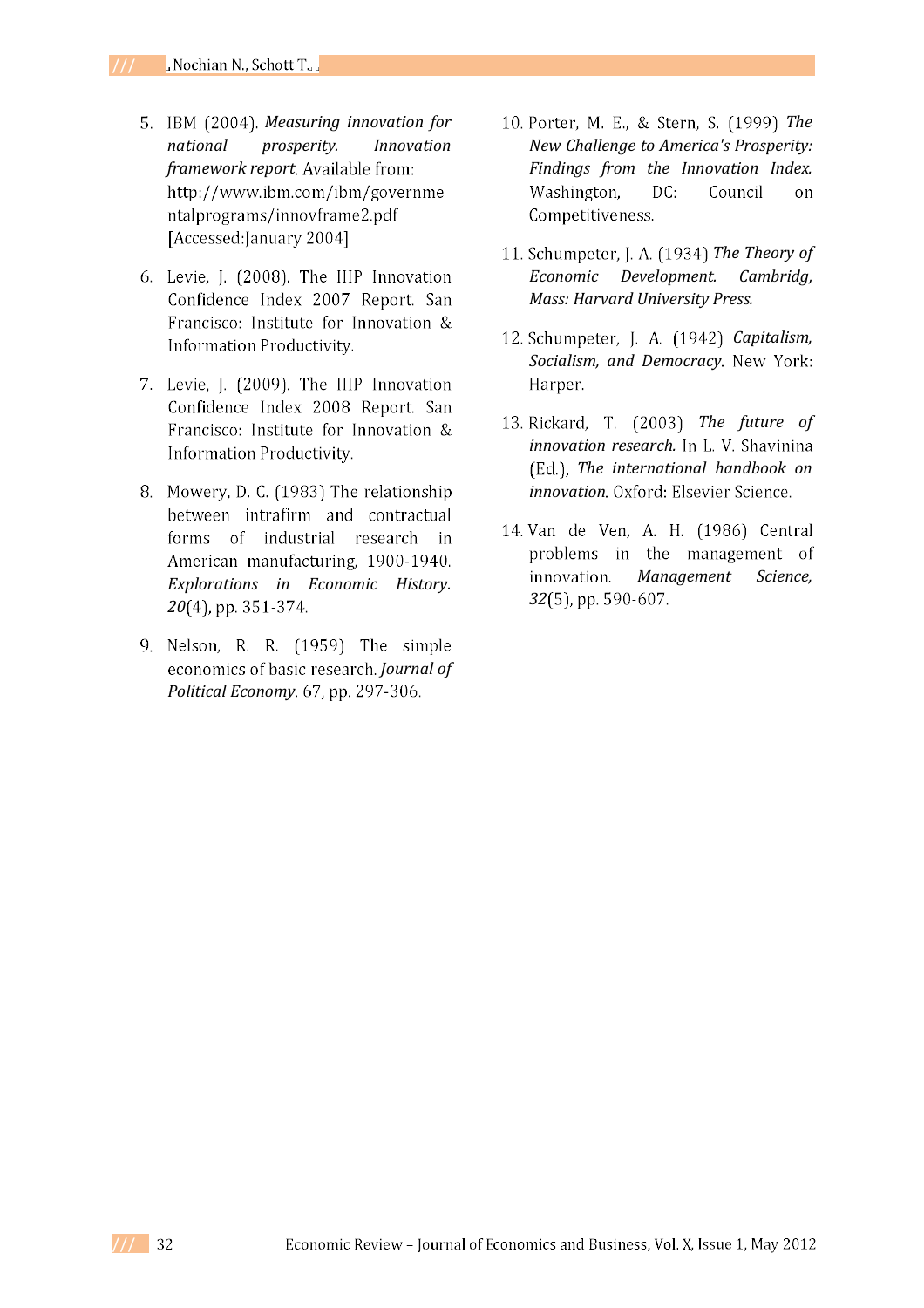5. IBM (2004). *Measuring innovation for national prosperity. Innovation framework report*. Available from: http://www.ibm.com/ibm/governmentalprograms/innovframe2.pdf [Accessed:January 2004]

6. Levie, J. (2008). The IIIP Innovation Confidence Index 2007 Report. San Francisco: Institute for Innovation & Information Productivity.

7. Levie, J. (2009). The IIIP Innovation Confidence Index 2008 Report. San Francisco: Institute for Innovation & Information Productivity.

8. Mowery, D. C. (1983) The relationship between intrafirm and contractual forms of industrial research in American manufacturing, 1900-1940. *Explorations in Economic History*. *20*(4), pp. 351-374.

9. Nelson, R. R. (1959) The simple economics of basic research. *Journal of Political Economy*. 67, pp. 297-306.

10. Porter, M. E., & Stern, S. (1999) *The New Challenge to America's Prosperity: Findings from the Innovation Index*. Washington, DC: Council on Competitiveness.

11. Schumpeter, J. A. (1934) *The Theory of Economic Development. Cambridg, Mass: Harvard University Press.*

12. Schumpeter, J. A. (1942) *Capitalism, Socialism, and Democracy*. New York: Harper.

13. Rickard, T. (2003) *The future of innovation research*. In L. V. Shavinina (Ed.), *The international handbook on innovation*. Oxford: Elsevier Science.

14. Van de Ven, A. H. (1986) Central problems in the management of innovation. *Management Science*, *32*(5), pp. 590-607.